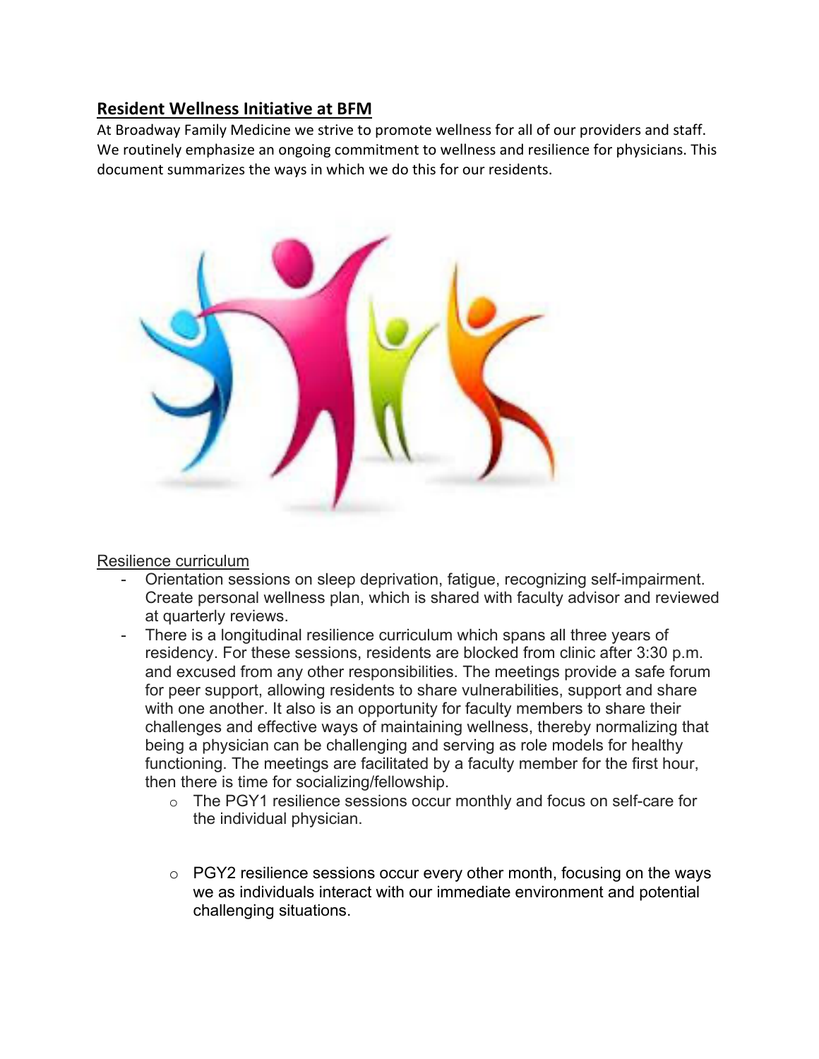## **Resident Wellness Initiative at BFM**

At Broadway Family Medicine we strive to promote wellness for all of our providers and staff. We routinely emphasize an ongoing commitment to wellness and resilience for physicians. This document summarizes the ways in which we do this for our residents.

Resilience curriculum

- Orientation sessions on sleep deprivation, fatigue, recognizing self-impairment. Create personal wellness plan, which is shared with faculty advisor and reviewed at quarterly reviews.
- There is a longitudinal resilience curriculum which spans all three years of residency. For these sessions, residents are blocked from clinic after 3:30 p.m. and excused from any other responsibilities. The meetings provide a safe forum for peer support, allowing residents to share vulnerabilities, support and share with one another. It also is an opportunity for faculty members to share their challenges and effective ways of maintaining wellness, thereby normalizing that being a physician can be challenging and serving as role models for healthy functioning. The meetings are facilitated by a faculty member for the first hour, then there is time for socializing/fellowship.
  - The PGY1 resilience sessions occur monthly and focus on self-care for the individual physician.
  - PGY2 resilience sessions occur every other month, focusing on the ways we as individuals interact with our immediate environment and potential challenging situations.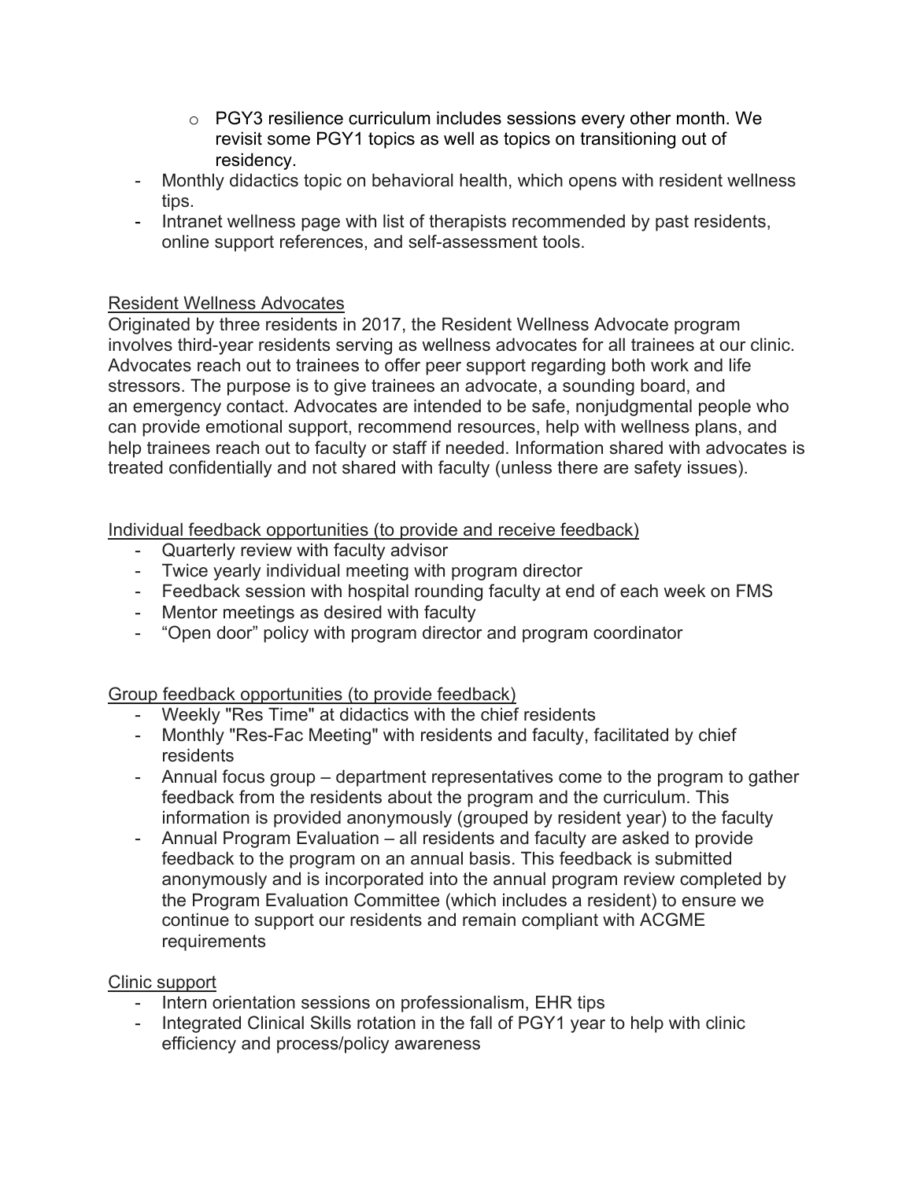- PGY3 resilience curriculum includes sessions every other month. We revisit some PGY1 topics as well as topics on transitioning out of residency.
- Monthly didactics topic on behavioral health, which opens with resident wellness tips.
- Intranet wellness page with list of therapists recommended by past residents, online support references, and self-assessment tools.

<u>Resident Wellness Advocates</u>

Originated by three residents in 2017, the Resident Wellness Advocate program involves third-year residents serving as wellness advocates for all trainees at our clinic. Advocates reach out to trainees to offer peer support regarding both work and life stressors. The purpose is to give trainees an advocate, a sounding board, and an emergency contact. Advocates are intended to be safe, nonjudgmental people who can provide emotional support, recommend resources, help with wellness plans, and help trainees reach out to faculty or staff if needed. Information shared with advocates is treated confidentially and not shared with faculty (unless there are safety issues).

<u>Individual feedback opportunities (to provide and receive feedback)</u>

- Quarterly review with faculty advisor
- Twice yearly individual meeting with program director
- Feedback session with hospital rounding faculty at end of each week on FMS
- Mentor meetings as desired with faculty
- "Open door" policy with program director and program coordinator

<u>Group feedback opportunities (to provide feedback)</u>

- Weekly "Res Time" at didactics with the chief residents
- Monthly "Res-Fac Meeting" with residents and faculty, facilitated by chief residents
- Annual focus group – department representatives come to the program to gather feedback from the residents about the program and the curriculum. This information is provided anonymously (grouped by resident year) to the faculty
- Annual Program Evaluation – all residents and faculty are asked to provide feedback to the program on an annual basis. This feedback is submitted anonymously and is incorporated into the annual program review completed by the Program Evaluation Committee (which includes a resident) to ensure we continue to support our residents and remain compliant with ACGME requirements

<u>Clinic support</u>

- Intern orientation sessions on professionalism, EHR tips
- Integrated Clinical Skills rotation in the fall of PGY1 year to help with clinic efficiency and process/policy awareness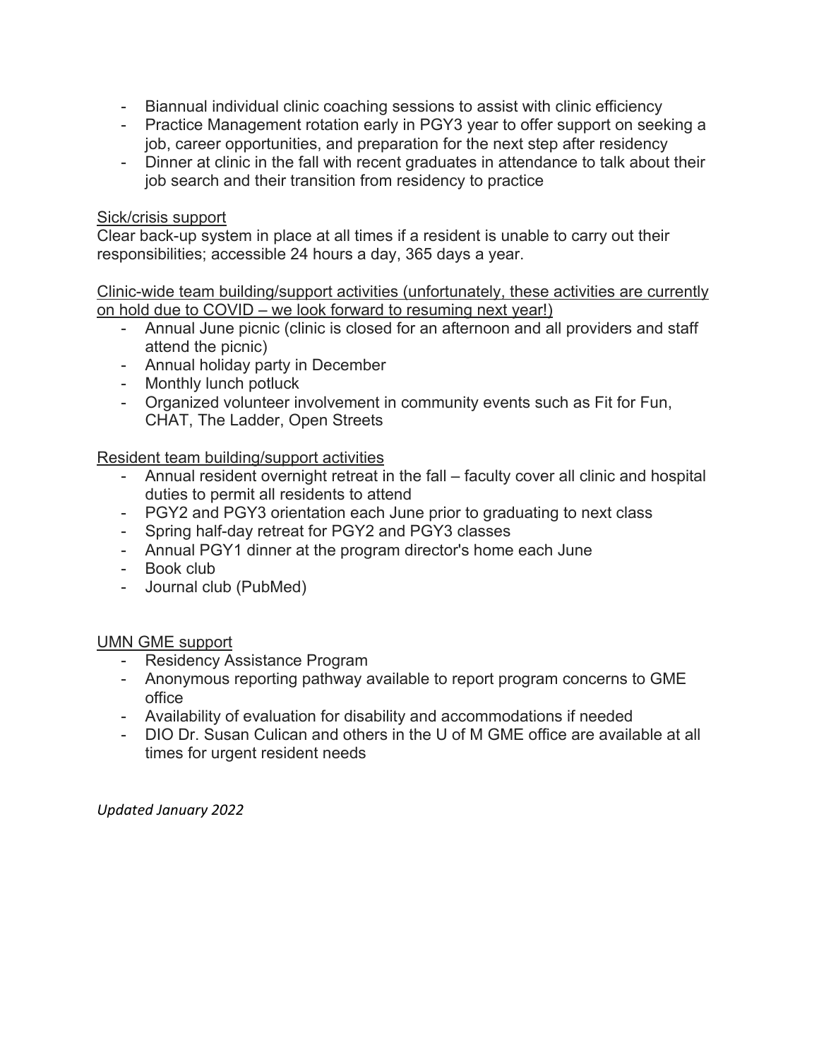- Biannual individual clinic coaching sessions to assist with clinic efficiency
- Practice Management rotation early in PGY3 year to offer support on seeking a job, career opportunities, and preparation for the next step after residency
- Dinner at clinic in the fall with recent graduates in attendance to talk about their job search and their transition from residency to practice

<u>Sick/crisis support</u>

Clear back-up system in place at all times if a resident is unable to carry out their responsibilities; accessible 24 hours a day, 365 days a year.

<u>Clinic-wide team building/support activities (unfortunately, these activities are currently on hold due to COVID – we look forward to resuming next year!)</u>

- Annual June picnic (clinic is closed for an afternoon and all providers and staff attend the picnic)
- Annual holiday party in December
- Monthly lunch potluck
- Organized volunteer involvement in community events such as Fit for Fun, CHAT, The Ladder, Open Streets

<u>Resident team building/support activities</u>

- Annual resident overnight retreat in the fall – faculty cover all clinic and hospital duties to permit all residents to attend
- PGY2 and PGY3 orientation each June prior to graduating to next class
- Spring half-day retreat for PGY2 and PGY3 classes
- Annual PGY1 dinner at the program director's home each June
- Book club
- Journal club (PubMed)

<u>UMN GME support</u>

- Residency Assistance Program
- Anonymous reporting pathway available to report program concerns to GME office
- Availability of evaluation for disability and accommodations if needed
- DIO Dr. Susan Culican and others in the U of M GME office are available at all times for urgent resident needs

*Updated January 2022*